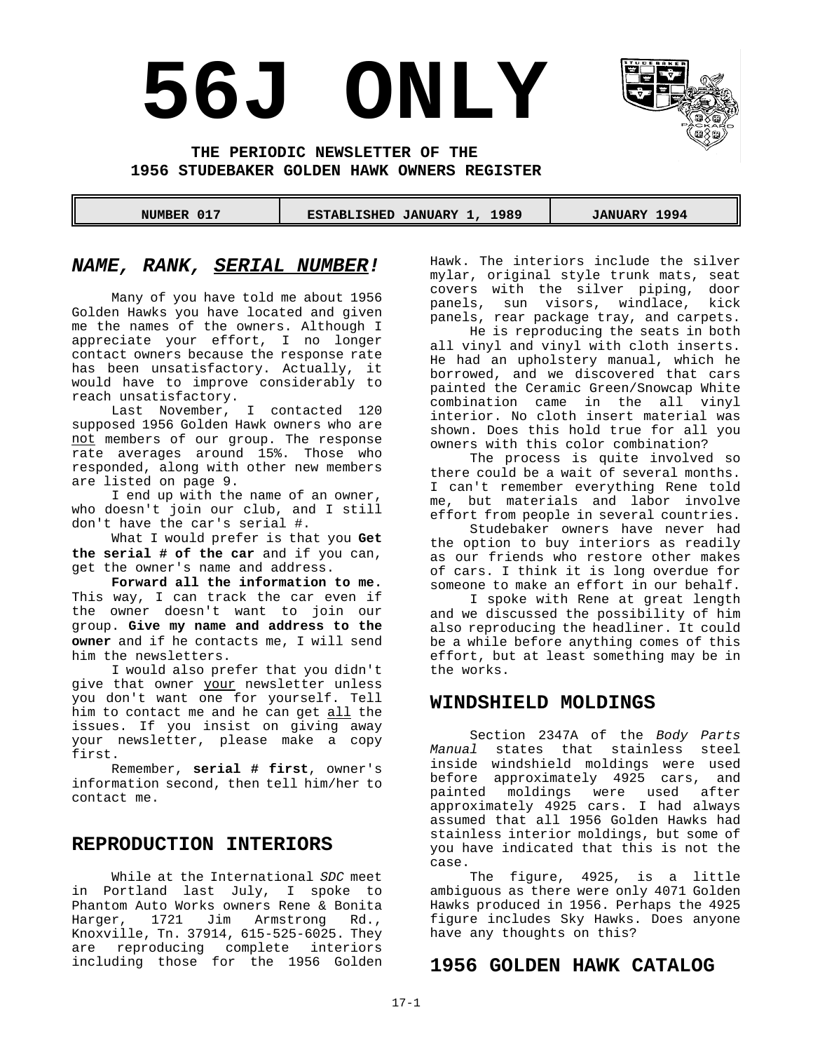# 56J ONLY

**THE PERIODIC NEWSLETTER OF THE**
**1956 STUDEBAKER GOLDEN HAWK OWNERS REGISTER**

| NUMBER 017 | ESTABLISHED JANUARY 1, 1989 | JANUARY 1994 |
|---|---|---|

## *NAME, RANK, SERIAL NUMBER!*

Many of you have told me about 1956 Golden Hawks you have located and given me the names of the owners. Although I appreciate your effort, I no longer contact owners because the response rate has been unsatisfactory. Actually, it would have to improve considerably to reach unsatisfactory.

Last November, I contacted 120 supposed 1956 Golden Hawk owners who are not members of our group. The response rate averages around 15%. Those who responded, along with other new members are listed on page 9.

I end up with the name of an owner, who doesn't join our club, and I still don't have the car's serial #.

What I would prefer is that you **Get the serial # of the car** and if you can, get the owner's name and address.

**Forward all the information to me.** This way, I can track the car even if the owner doesn't want to join our group. **Give my name and address to the owner** and if he contacts me, I will send him the newsletters.

I would also prefer that you didn't give that owner your newsletter unless you don't want one for yourself. Tell him to contact me and he can get all the issues. If you insist on giving away your newsletter, please make a copy first.

Remember, **serial # first**, owner's information second, then tell him/her to contact me.

## REPRODUCTION INTERIORS

While at the International *SDC* meet in Portland last July, I spoke to Phantom Auto Works owners Rene & Bonita Harger, 1721 Jim Armstrong Rd., Knoxville, Tn. 37914, 615-525-6025. They are reproducing complete interiors including those for the 1956 Golden Hawk. The interiors include the silver mylar, original style trunk mats, seat covers with the silver piping, door panels, sun visors, windlace, kick panels, rear package tray, and carpets.

He is reproducing the seats in both all vinyl and vinyl with cloth inserts. He had an upholstery manual, which he borrowed, and we discovered that cars painted the Ceramic Green/Snowcap White combination came in the all vinyl interior. No cloth insert material was shown. Does this hold true for all you owners with this color combination?

The process is quite involved so there could be a wait of several months. I can't remember everything Rene told me, but materials and labor involve effort from people in several countries.

Studebaker owners have never had the option to buy interiors as readily as our friends who restore other makes of cars. I think it is long overdue for someone to make an effort in our behalf.

I spoke with Rene at great length and we discussed the possibility of him also reproducing the headliner. It could be a while before anything comes of this effort, but at least something may be in the works.

## WINDSHIELD MOLDINGS

Section 2347A of the *Body Parts Manual* states that stainless steel inside windshield moldings were used before approximately 4925 cars, and painted moldings were used after approximately 4925 cars. I had always assumed that all 1956 Golden Hawks had stainless interior moldings, but some of you have indicated that this is not the case.

The figure, 4925, is a little ambiguous as there were only 4071 Golden Hawks produced in 1956. Perhaps the 4925 figure includes Sky Hawks. Does anyone have any thoughts on this?

## 1956 GOLDEN HAWK CATALOG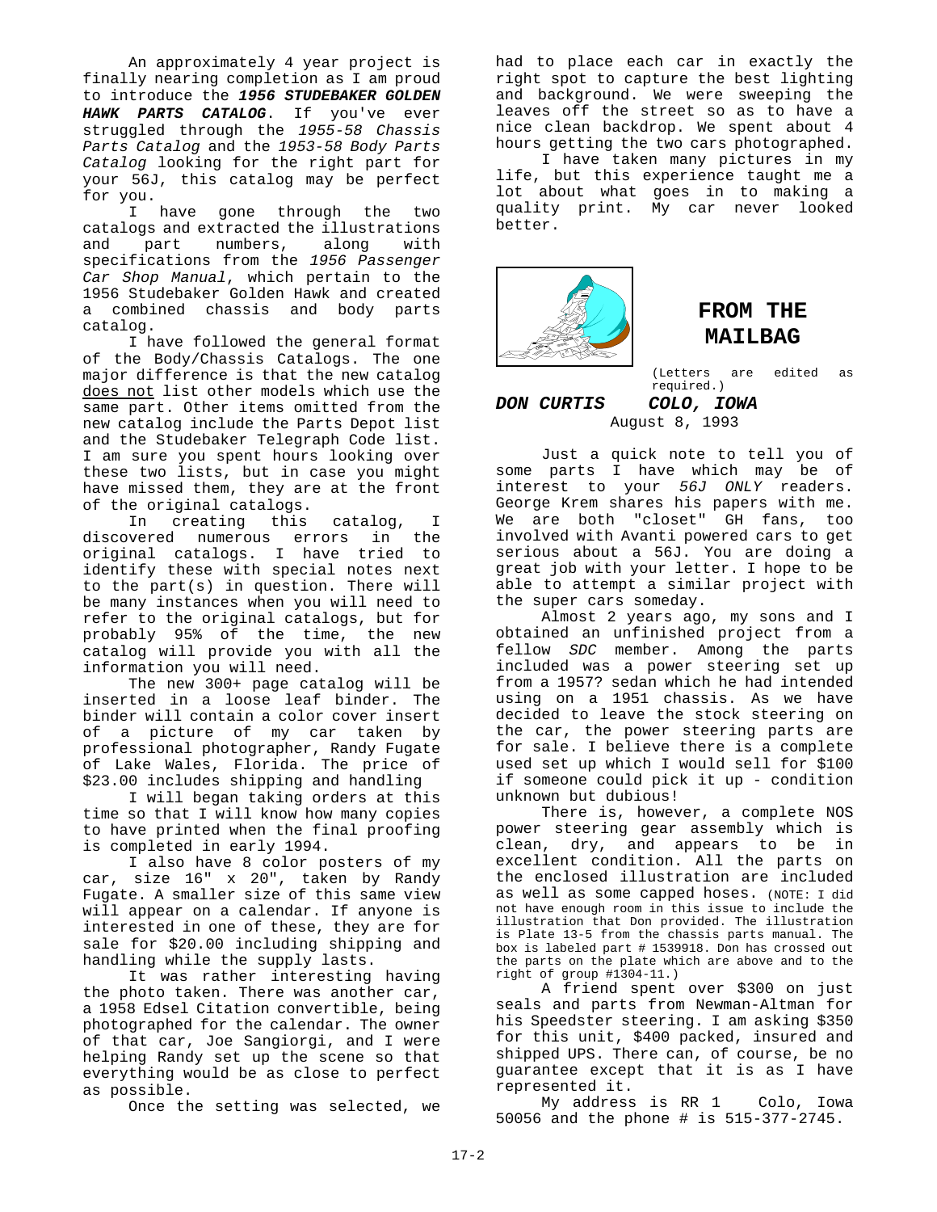An approximately 4 year project is finally nearing completion as I am proud to introduce the ***1956 STUDEBAKER GOLDEN HAWK PARTS CATALOG***. If you've ever struggled through the *1955-58 Chassis Parts Catalog* and the *1953-58 Body Parts Catalog* looking for the right part for your 56J, this catalog may be perfect for you.

I have gone through the two catalogs and extracted the illustrations and part numbers, along with specifications from the *1956 Passenger Car Shop Manual*, which pertain to the 1956 Studebaker Golden Hawk and created a combined chassis and body parts catalog.

I have followed the general format of the Body/Chassis Catalogs. The one major difference is that the new catalog does not list other models which use the same part. Other items omitted from the new catalog include the Parts Depot list and the Studebaker Telegraph Code list. I am sure you spent hours looking over these two lists, but in case you might have missed them, they are at the front of the original catalogs.

In creating this catalog, I discovered numerous errors in the original catalogs. I have tried to identify these with special notes next to the part(s) in question. There will be many instances when you will need to refer to the original catalogs, but for probably 95% of the time, the new catalog will provide you with all the information you will need.

The new 300+ page catalog will be inserted in a loose leaf binder. The binder will contain a color cover insert of a picture of my car taken by professional photographer, Randy Fugate of Lake Wales, Florida. The price of $23.00 includes shipping and handling

I will began taking orders at this time so that I will know how many copies to have printed when the final proofing is completed in early 1994.

I also have 8 color posters of my car, size 16" x 20", taken by Randy Fugate. A smaller size of this same view will appear on a calendar. If anyone is interested in one of these, they are for sale for $20.00 including shipping and handling while the supply lasts.

It was rather interesting having the photo taken. There was another car, a 1958 Edsel Citation convertible, being photographed for the calendar. The owner of that car, Joe Sangiorgi, and I were helping Randy set up the scene so that everything would be as close to perfect as possible.

Once the setting was selected, we had to place each car in exactly the right spot to capture the best lighting and background. We were sweeping the leaves off the street so as to have a nice clean backdrop. We spent about 4 hours getting the two cars photographed.

I have taken many pictures in my life, but this experience taught me a lot about what goes in to making a quality print. My car never looked better.

## FROM THE MAILBAG

(Letters are edited as required.)

***DON CURTIS COLO, IOWA***
August 8, 1993

Just a quick note to tell you of some parts I have which may be of interest to your *56J ONLY* readers. George Krem shares his papers with me. We are both "closet" GH fans, too involved with Avanti powered cars to get serious about a 56J. You are doing a great job with your letter. I hope to be able to attempt a similar project with the super cars someday.

Almost 2 years ago, my sons and I obtained an unfinished project from a fellow *SDC* member. Among the parts included was a power steering set up from a 1957? sedan which he had intended using on a 1951 chassis. As we have decided to leave the stock steering on the car, the power steering parts are for sale. I believe there is a complete used set up which I would sell for $100 if someone could pick it up - condition unknown but dubious!

There is, however, a complete NOS power steering gear assembly which is clean, dry, and appears to be in excellent condition. All the parts on the enclosed illustration are included as well as some capped hoses. (NOTE: I did not have enough room in this issue to include the illustration that Don provided. The illustration is Plate 13-5 from the chassis parts manual. The box is labeled part # 1539918. Don has crossed out the parts on the plate which are above and to the right of group #1304-11.)

A friend spent over $300 on just seals and parts from Newman-Altman for his Speedster steering. I am asking $350 for this unit, $400 packed, insured and shipped UPS. There can, of course, be no guarantee except that it is as I have represented it.

My address is RR 1 Colo, Iowa 50056 and the phone # is 515-377-2745.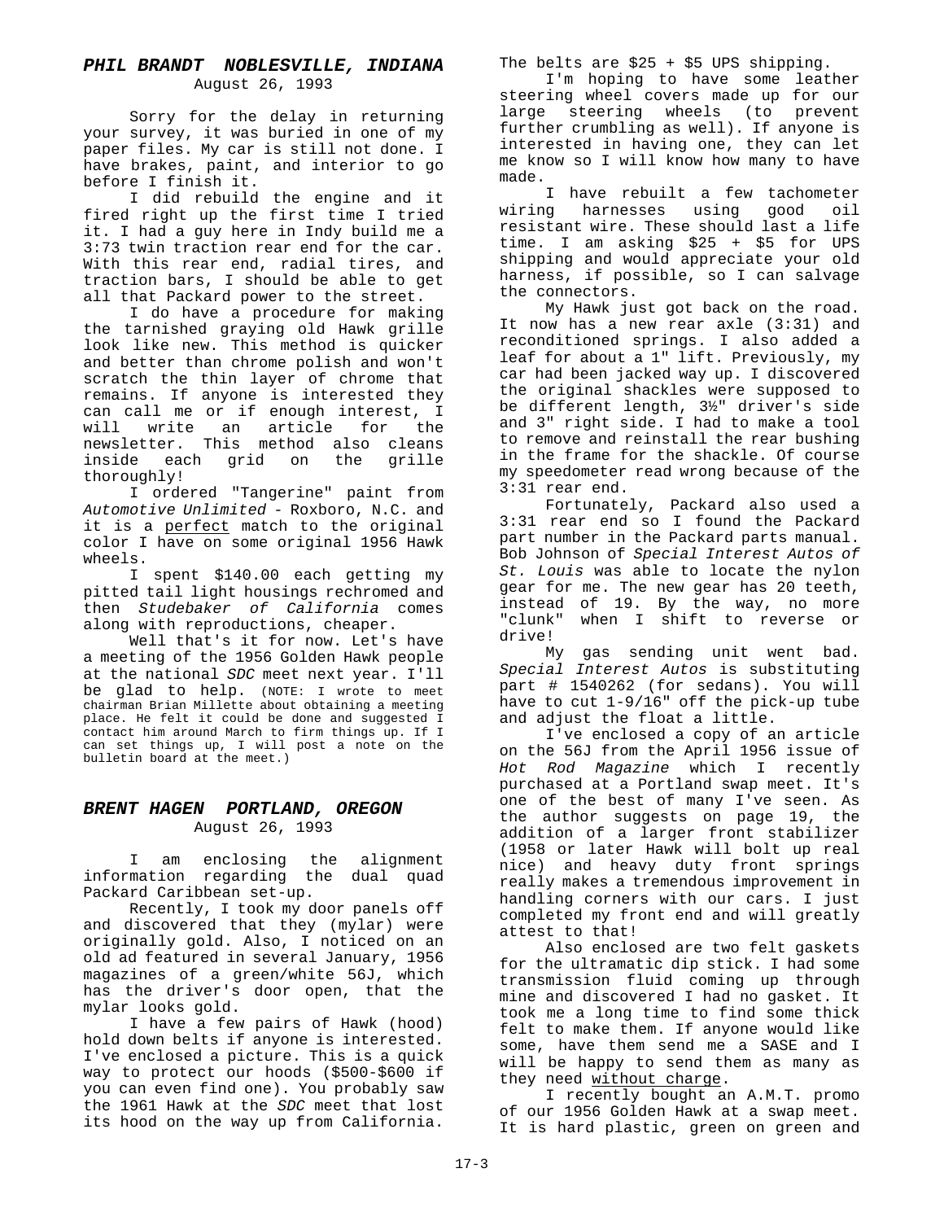### *PHIL BRANDT NOBLESVILLE, INDIANA*

August 26, 1993

Sorry for the delay in returning your survey, it was buried in one of my paper files. My car is still not done. I have brakes, paint, and interior to go before I finish it.

I did rebuild the engine and it fired right up the first time I tried it. I had a guy here in Indy build me a 3:73 twin traction rear end for the car. With this rear end, radial tires, and traction bars, I should be able to get all that Packard power to the street.

I do have a procedure for making the tarnished graying old Hawk grille look like new. This method is quicker and better than chrome polish and won't scratch the thin layer of chrome that remains. If anyone is interested they can call me or if enough interest, I will write an article for the newsletter. This method also cleans inside each grid on the grille thoroughly!

I ordered "Tangerine" paint from *Automotive Unlimited* - Roxboro, N.C. and it is a <u>perfect</u> match to the original color I have on some original 1956 Hawk wheels.

I spent $140.00 each getting my pitted tail light housings rechromed and then *Studebaker of California* comes along with reproductions, cheaper.

Well that's it for now. Let's have a meeting of the 1956 Golden Hawk people at the national *SDC* meet next year. I'll be glad to help. (NOTE: I wrote to meet chairman Brian Millette about obtaining a meeting place. He felt it could be done and suggested I contact him around March to firm things up. If I can set things up, I will post a note on the bulletin board at the meet.)

### *BRENT HAGEN PORTLAND, OREGON*

August 26, 1993

I am enclosing the alignment information regarding the dual quad Packard Caribbean set-up.

Recently, I took my door panels off and discovered that they (mylar) were originally gold. Also, I noticed on an old ad featured in several January, 1956 magazines of a green/white 56J, which has the driver's door open, that the mylar looks gold.

I have a few pairs of Hawk (hood) hold down belts if anyone is interested. I've enclosed a picture. This is a quick way to protect our hoods ($500-$600 if you can even find one). You probably saw the 1961 Hawk at the *SDC* meet that lost its hood on the way up from California. The belts are $25 + $5 UPS shipping.

I'm hoping to have some leather steering wheel covers made up for our large steering wheels (to prevent further crumbling as well). If anyone is interested in having one, they can let me know so I will know how many to have made.

I have rebuilt a few tachometer wiring harnesses using good oil resistant wire. These should last a life time. I am asking $25 + $5 for UPS shipping and would appreciate your old harness, if possible, so I can salvage the connectors.

My Hawk just got back on the road. It now has a new rear axle (3:31) and reconditioned springs. I also added a leaf for about a 1" lift. Previously, my car had been jacked way up. I discovered the original shackles were supposed to be different length, 3½" driver's side and 3" right side. I had to make a tool to remove and reinstall the rear bushing in the frame for the shackle. Of course my speedometer read wrong because of the 3:31 rear end.

Fortunately, Packard also used a 3:31 rear end so I found the Packard part number in the Packard parts manual. Bob Johnson of *Special Interest Autos of St. Louis* was able to locate the nylon gear for me. The new gear has 20 teeth, instead of 19. By the way, no more "clunk" when I shift to reverse or drive!

My gas sending unit went bad. *Special Interest Autos* is substituting part # 1540262 (for sedans). You will have to cut 1-9/16" off the pick-up tube and adjust the float a little.

I've enclosed a copy of an article on the 56J from the April 1956 issue of *Hot Rod Magazine* which I recently purchased at a Portland swap meet. It's one of the best of many I've seen. As the author suggests on page 19, the addition of a larger front stabilizer (1958 or later Hawk will bolt up real nice) and heavy duty front springs really makes a tremendous improvement in handling corners with our cars. I just completed my front end and will greatly attest to that!

Also enclosed are two felt gaskets for the ultramatic dip stick. I had some transmission fluid coming up through mine and discovered I had no gasket. It took me a long time to find some thick felt to make them. If anyone would like some, have them send me a SASE and I will be happy to send them as many as they need <u>without charge</u>.

I recently bought an A.M.T. promo of our 1956 Golden Hawk at a swap meet. It is hard plastic, green on green and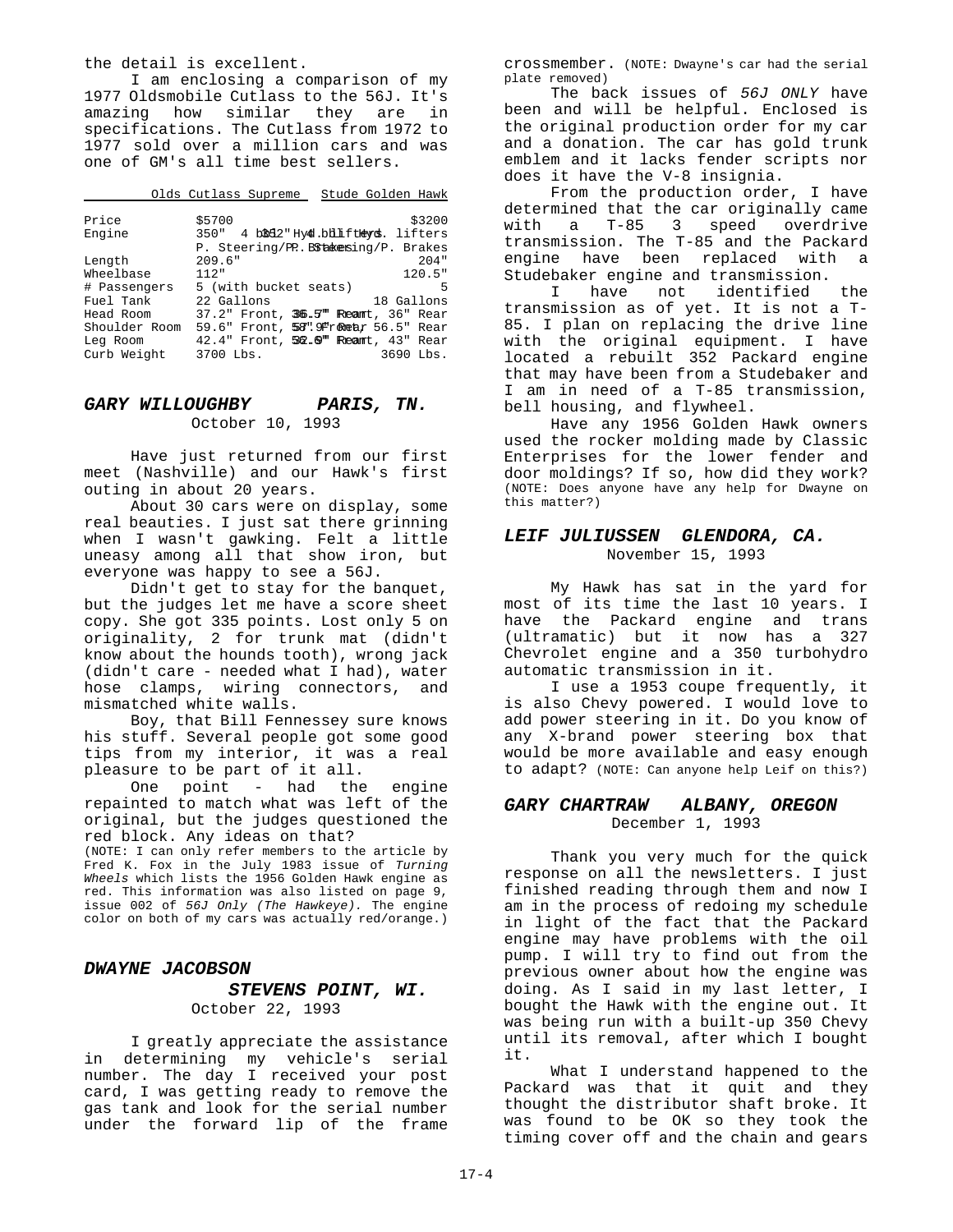the detail is excellent.

I am enclosing a comparison of my 1977 Oldsmobile Cutlass to the 56J. It's amazing how similar they are in specifications. The Cutlass from 1972 to 1977 sold over a million cars and was one of GM's all time best sellers.

| | Olds Cutlass Supreme | Stude Golden Hawk |
|---|---|---|
| Price | $5700 | $3200 |
| Engine | 350" 4 bbl. Hyd. lifters<br>P. Steering/P. Brakes | 352" 4 bbl. Hyd. lifters<br>P. Steering/P. Brakes |
| Length | 209.6" | 204" |
| Wheelbase | 112" | 120.5" |
| # Passengers | 5 (with bucket seats) | 5 |
| Fuel Tank | 22 Gallons | 18 Gallons |
| Head Room | 37.2" Front, 36.5" Rear | Front, 36" Rear |
| Shoulder Room | 59.6" Front, 57.9" Rear | Front, 56.5" Rear |
| Leg Room | 42.4" Front, 36.6" Rear | Front, 43" Rear |
| Curb Weight | 3700 Lbs. | 3690 Lbs. |

### *GARY WILLOUGHBY PARIS, TN.*
October 10, 1993

Have just returned from our first meet (Nashville) and our Hawk's first outing in about 20 years.

About 30 cars were on display, some real beauties. I just sat there grinning when I wasn't gawking. Felt a little uneasy among all that show iron, but everyone was happy to see a 56J.

Didn't get to stay for the banquet, but the judges let me have a score sheet copy. She got 335 points. Lost only 5 on originality, 2 for trunk mat (didn't know about the hounds tooth), wrong jack (didn't care - needed what I had), water hose clamps, wiring connectors, and mismatched white walls.

Boy, that Bill Fennessey sure knows his stuff. Several people got some good tips from my interior, it was a real pleasure to be part of it all.

One point - had the engine repainted to match what was left of the original, but the judges questioned the red block. Any ideas on that?

(NOTE: I can only refer members to the article by Fred K. Fox in the July 1983 issue of *Turning Wheels* which lists the 1956 Golden Hawk engine as red. This information was also listed on page 9, issue 002 of *56J Only (The Hawkeye).* The engine color on both of my cars was actually red/orange.)

### *DWAYNE JACOBSON STEVENS POINT, WI.*
October 22, 1993

I greatly appreciate the assistance in determining my vehicle's serial number. The day I received your post card, I was getting ready to remove the gas tank and look for the serial number under the forward lip of the frame crossmember. (NOTE: Dwayne's car had the serial plate removed)

The back issues of *56J ONLY* have been and will be helpful. Enclosed is the original production order for my car and a donation. The car has gold trunk emblem and it lacks fender scripts nor does it have the V-8 insignia.

From the production order, I have determined that the car originally came with a T-85 3 speed overdrive transmission. The T-85 and the Packard engine have been replaced with a Studebaker engine and transmission.

I have not identified the transmission as of yet. It is not a T-85. I plan on replacing the drive line with the original equipment. I have located a rebuilt 352 Packard engine that may have been from a Studebaker and I am in need of a T-85 transmission, bell housing, and flywheel.

Have any 1956 Golden Hawk owners used the rocker molding made by Classic Enterprises for the lower fender and door moldings? If so, how did they work? (NOTE: Does anyone have any help for Dwayne on this matter?)

### *LEIF JULIUSSEN GLENDORA, CA.*
November 15, 1993

My Hawk has sat in the yard for most of its time the last 10 years. I have the Packard engine and trans (ultramatic) but it now has a 327 Chevrolet engine and a 350 turbohydro automatic transmission in it.

I use a 1953 coupe frequently, it is also Chevy powered. I would love to add power steering in it. Do you know of any X-brand power steering box that would be more available and easy enough to adapt? (NOTE: Can anyone help Leif on this?)

### *GARY CHARTRAW ALBANY, OREGON*
December 1, 1993

Thank you very much for the quick response on all the newsletters. I just finished reading through them and now I am in the process of redoing my schedule in light of the fact that the Packard engine may have problems with the oil pump. I will try to find out from the previous owner about how the engine was doing. As I said in my last letter, I bought the Hawk with the engine out. It was being run with a built-up 350 Chevy until its removal, after which I bought it.

What I understand happened to the Packard was that it quit and they thought the distributor shaft broke. It was found to be OK so they took the timing cover off and the chain and gears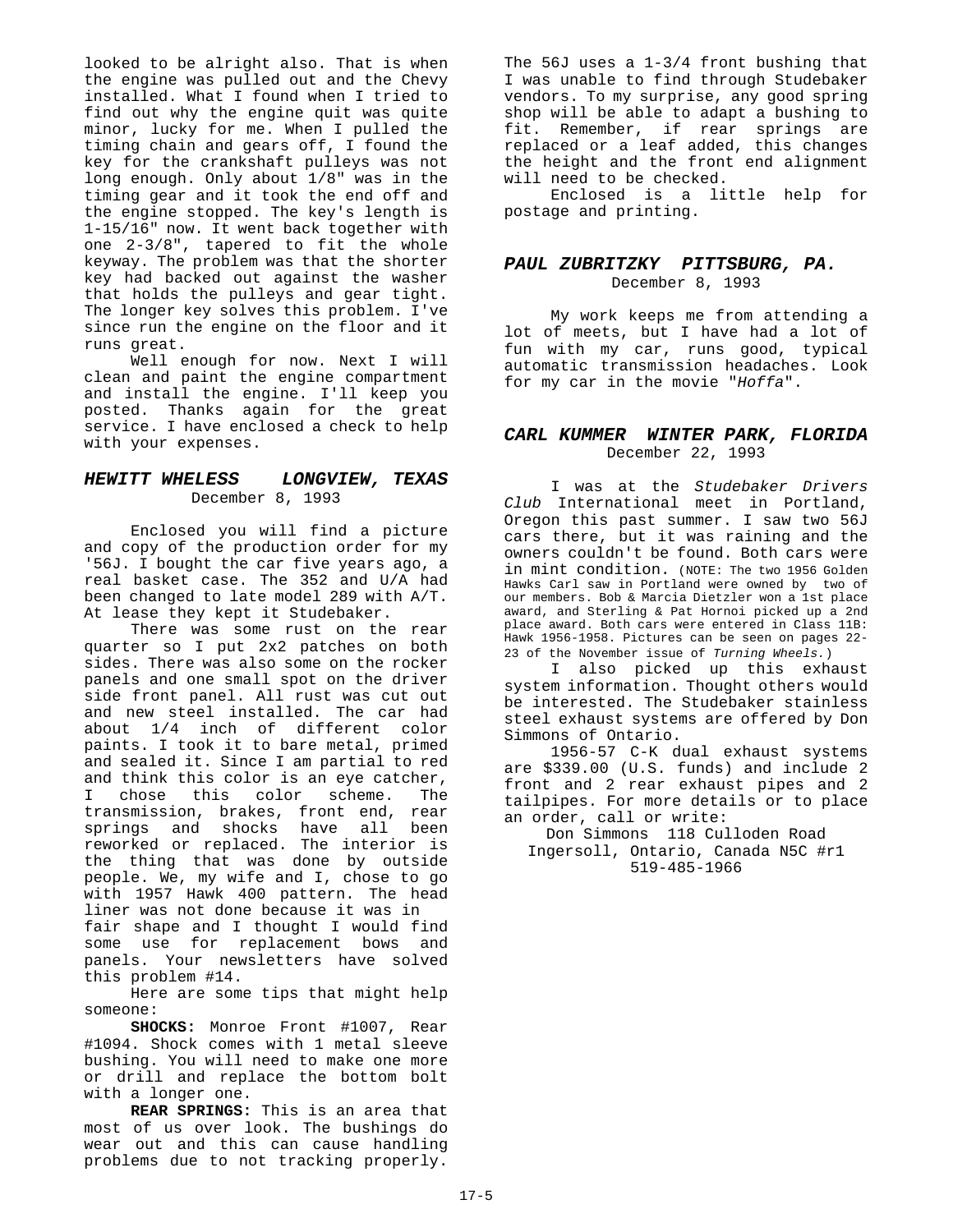looked to be alright also. That is when the engine was pulled out and the Chevy installed. What I found when I tried to find out why the engine quit was quite minor, lucky for me. When I pulled the timing chain and gears off, I found the key for the crankshaft pulleys was not long enough. Only about 1/8" was in the timing gear and it took the end off and the engine stopped. The key's length is 1-15/16" now. It went back together with one 2-3/8", tapered to fit the whole keyway. The problem was that the shorter key had backed out against the washer that holds the pulleys and gear tight. The longer key solves this problem. I've since run the engine on the floor and it runs great.

Well enough for now. Next I will clean and paint the engine compartment and install the engine. I'll keep you posted. Thanks again for the great service. I have enclosed a check to help with your expenses.

### *HEWITT WHELESS    LONGVIEW, TEXAS*

December 8, 1993

Enclosed you will find a picture and copy of the production order for my '56J. I bought the car five years ago, a real basket case. The 352 and U/A had been changed to late model 289 with A/T. At lease they kept it Studebaker.

There was some rust on the rear quarter so I put 2x2 patches on both sides. There was also some on the rocker panels and one small spot on the driver side front panel. All rust was cut out and new steel installed. The car had about 1/4 inch of different color paints. I took it to bare metal, primed and sealed it. Since I am partial to red and think this color is an eye catcher, I chose this color scheme. The transmission, brakes, front end, rear springs and shocks have all been reworked or replaced. The interior is the thing that was done by outside people. We, my wife and I, chose to go with 1957 Hawk 400 pattern. The head liner was not done because it was in fair shape and I thought I would find some use for replacement bows and panels. Your newsletters have solved this problem #14.

Here are some tips that might help someone:

**SHOCKS:** Monroe Front #1007, Rear #1094. Shock comes with 1 metal sleeve bushing. You will need to make one more or drill and replace the bottom bolt with a longer one.

**REAR SPRINGS:** This is an area that most of us over look. The bushings do wear out and this can cause handling problems due to not tracking properly. The 56J uses a 1-3/4 front bushing that I was unable to find through Studebaker vendors. To my surprise, any good spring shop will be able to adapt a bushing to fit. Remember, if rear springs are replaced or a leaf added, this changes the height and the front end alignment will need to be checked.

Enclosed is a little help for postage and printing.

### *PAUL ZUBRITZKY  PITTSBURG, PA.*

December 8, 1993

My work keeps me from attending a lot of meets, but I have had a lot of fun with my car, runs good, typical automatic transmission headaches. Look for my car in the movie "*Hoffa*".

### *CARL KUMMER  WINTER PARK, FLORIDA*

December 22, 1993

I was at the *Studebaker Drivers Club* International meet in Portland, Oregon this past summer. I saw two 56J cars there, but it was raining and the owners couldn't be found. Both cars were in mint condition. (NOTE: The two 1956 Golden Hawks Carl saw in Portland were owned by two of our members. Bob & Marcia Dietzler won a 1st place award, and Sterling & Pat Hornoi picked up a 2nd place award. Both cars were entered in Class 11B: Hawk 1956-1958. Pictures can be seen on pages 22-23 of the November issue of *Turning Wheels*.)

I also picked up this exhaust system information. Thought others would be interested. The Studebaker stainless steel exhaust systems are offered by Don Simmons of Ontario.

1956-57 C-K dual exhaust systems are $339.00 (U.S. funds) and include 2 front and 2 rear exhaust pipes and 2 tailpipes. For more details or to place an order, call or write:

Don Simmons  118 Culloden Road
Ingersoll, Ontario, Canada N5C #r1
519-485-1966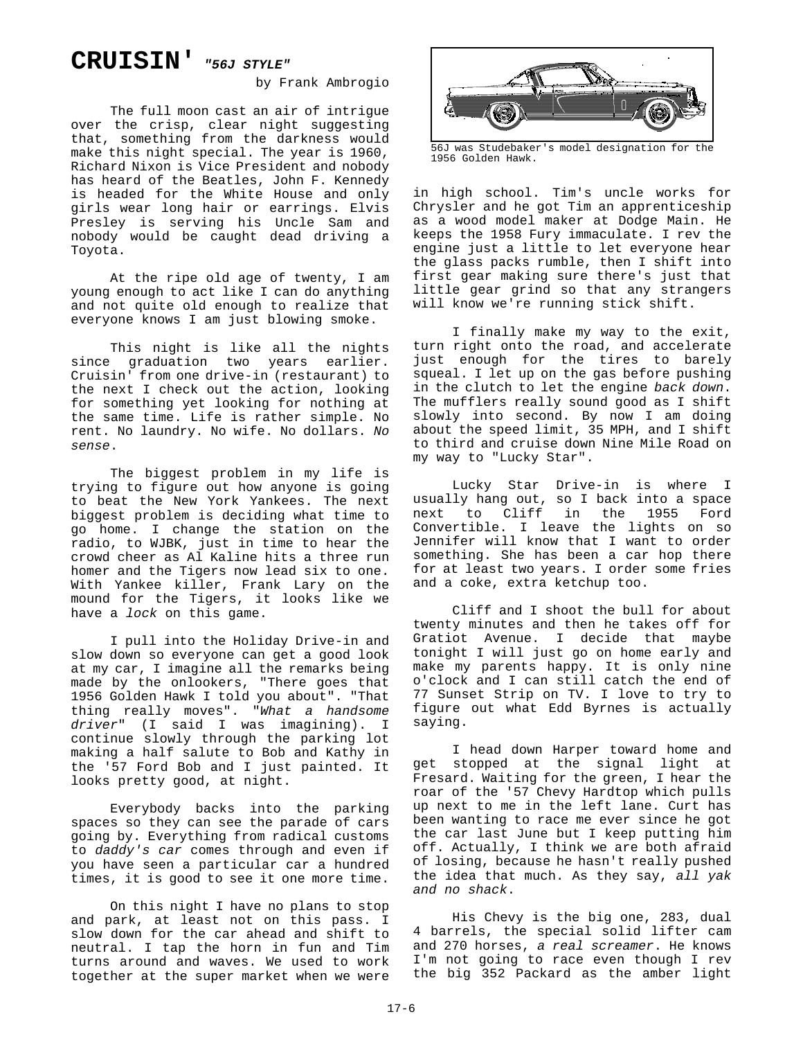# CRUISIN' *"56J STYLE"*

by Frank Ambrogio

The full moon cast an air of intrigue over the crisp, clear night suggesting that, something from the darkness would make this night special. The year is 1960, Richard Nixon is Vice President and nobody has heard of the Beatles, John F. Kennedy is headed for the White House and only girls wear long hair or earrings. Elvis Presley is serving his Uncle Sam and nobody would be caught dead driving a Toyota.

At the ripe old age of twenty, I am young enough to act like I can do anything and not quite old enough to realize that everyone knows I am just blowing smoke.

This night is like all the nights since graduation two years earlier. Cruisin' from one drive-in (restaurant) to the next I check out the action, looking for something yet looking for nothing at the same time. Life is rather simple. No rent. No laundry. No wife. No dollars. *No sense*.

The biggest problem in my life is trying to figure out how anyone is going to beat the New York Yankees. The next biggest problem is deciding what time to go home. I change the station on the radio, to WJBK, just in time to hear the crowd cheer as Al Kaline hits a three run homer and the Tigers now lead six to one. With Yankee killer, Frank Lary on the mound for the Tigers, it looks like we have a *lock* on this game.

I pull into the Holiday Drive-in and slow down so everyone can get a good look at my car, I imagine all the remarks being made by the onlookers, "There goes that 1956 Golden Hawk I told you about". "That thing really moves". "*What a handsome driver*" (I said I was imagining). I continue slowly through the parking lot making a half salute to Bob and Kathy in the '57 Ford Bob and I just painted. It looks pretty good, at night.

Everybody backs into the parking spaces so they can see the parade of cars going by. Everything from radical customs to *daddy's car* comes through and even if you have seen a particular car a hundred times, it is good to see it one more time.

On this night I have no plans to stop and park, at least not on this pass. I slow down for the car ahead and shift to neutral. I tap the horn in fun and Tim turns around and waves. We used to work together at the super market when we were in high school. Tim's uncle works for Chrysler and he got Tim an apprenticeship as a wood model maker at Dodge Main. He keeps the 1958 Fury immaculate. I rev the engine just a little to let everyone hear the glass packs rumble, then I shift into first gear making sure there's just that little gear grind so that any strangers will know we're running stick shift.

56J was Studebaker's model designation for the 1956 Golden Hawk.

I finally make my way to the exit, turn right onto the road, and accelerate just enough for the tires to barely squeal. I let up on the gas before pushing in the clutch to let the engine *back down*. The mufflers really sound good as I shift slowly into second. By now I am doing about the speed limit, 35 MPH, and I shift to third and cruise down Nine Mile Road on my way to "Lucky Star".

Lucky Star Drive-in is where I usually hang out, so I back into a space next to Cliff in the 1955 Ford Convertible. I leave the lights on so Jennifer will know that I want to order something. She has been a car hop there for at least two years. I order some fries and a coke, extra ketchup too.

Cliff and I shoot the bull for about twenty minutes and then he takes off for Gratiot Avenue. I decide that maybe tonight I will just go on home early and make my parents happy. It is only nine o'clock and I can still catch the end of 77 Sunset Strip on TV. I love to try to figure out what Edd Byrnes is actually saying.

I head down Harper toward home and get stopped at the signal light at Fresard. Waiting for the green, I hear the roar of the '57 Chevy Hardtop which pulls up next to me in the left lane. Curt has been wanting to race me ever since he got the car last June but I keep putting him off. Actually, I think we are both afraid of losing, because he hasn't really pushed the idea that much. As they say, *all yak and no shack*.

His Chevy is the big one, 283, dual 4 barrels, the special solid lifter cam and 270 horses, *a real screamer*. He knows I'm not going to race even though I rev the big 352 Packard as the amber light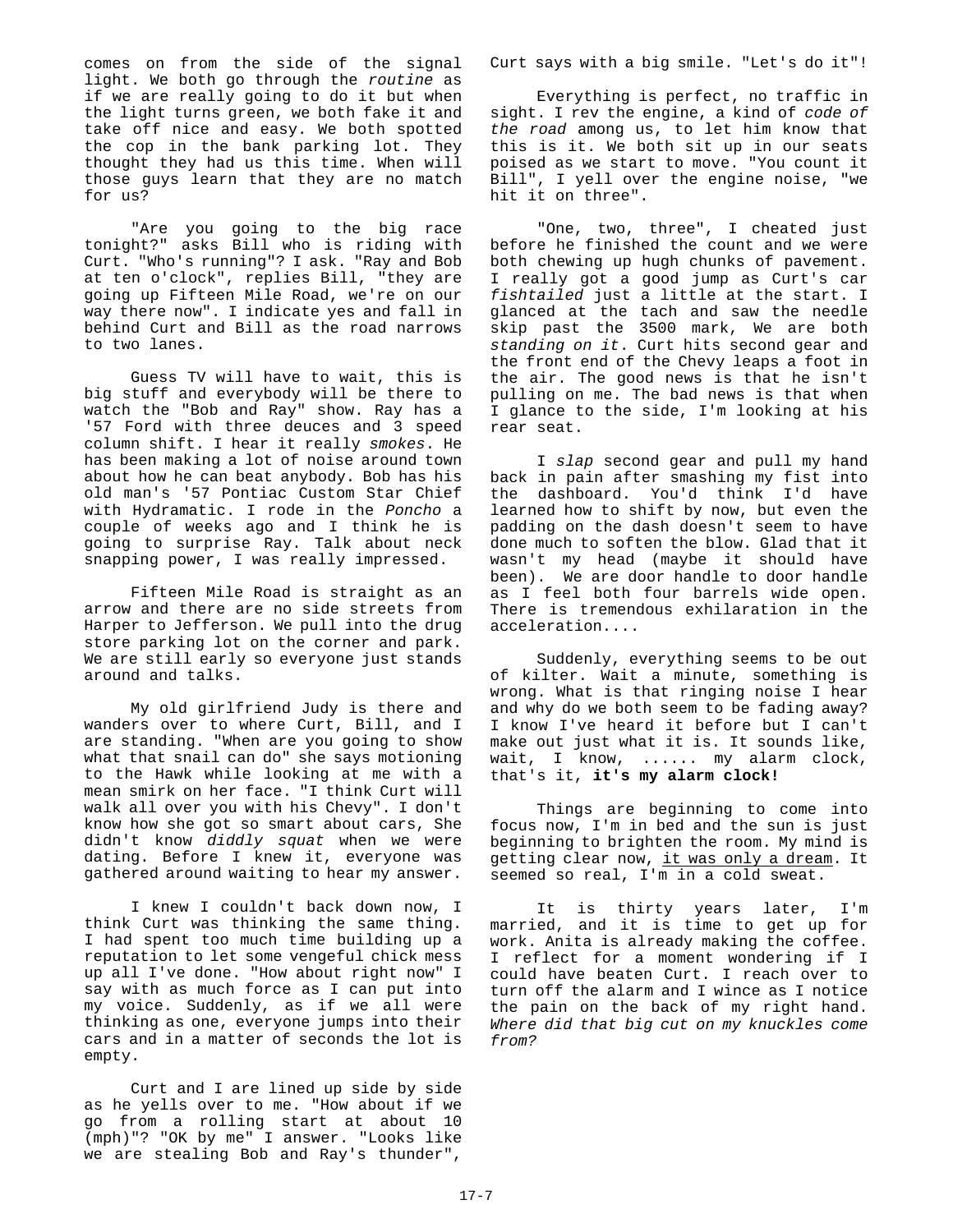comes on from the side of the signal light. We both go through the *routine* as if we are really going to do it but when the light turns green, we both fake it and take off nice and easy. We both spotted the cop in the bank parking lot. They thought they had us this time. When will those guys learn that they are no match for us?

"Are you going to the big race tonight?" asks Bill who is riding with Curt. "Who's running"? I ask. "Ray and Bob at ten o'clock", replies Bill, "they are going up Fifteen Mile Road, we're on our way there now". I indicate yes and fall in behind Curt and Bill as the road narrows to two lanes.

Guess TV will have to wait, this is big stuff and everybody will be there to watch the "Bob and Ray" show. Ray has a '57 Ford with three deuces and 3 speed column shift. I hear it really *smokes*. He has been making a lot of noise around town about how he can beat anybody. Bob has his old man's '57 Pontiac Custom Star Chief with Hydramatic. I rode in the *Poncho* a couple of weeks ago and I think he is going to surprise Ray. Talk about neck snapping power, I was really impressed.

Fifteen Mile Road is straight as an arrow and there are no side streets from Harper to Jefferson. We pull into the drug store parking lot on the corner and park. We are still early so everyone just stands around and talks.

My old girlfriend Judy is there and wanders over to where Curt, Bill, and I are standing. "When are you going to show what that snail can do" she says motioning to the Hawk while looking at me with a mean smirk on her face. "I think Curt will walk all over you with his Chevy". I don't know how she got so smart about cars, She didn't know *diddly squat* when we were dating. Before I knew it, everyone was gathered around waiting to hear my answer.

I knew I couldn't back down now, I think Curt was thinking the same thing. I had spent too much time building up a reputation to let some vengeful chick mess up all I've done. "How about right now" I say with as much force as I can put into my voice. Suddenly, as if we all were thinking as one, everyone jumps into their cars and in a matter of seconds the lot is empty.

Curt and I are lined up side by side as he yells over to me. "How about if we go from a rolling start at about 10 (mph)"? "OK by me" I answer. "Looks like we are stealing Bob and Ray's thunder", Curt says with a big smile. "Let's do it"!

Everything is perfect, no traffic in sight. I rev the engine, a kind of *code of the road* among us, to let him know that this is it. We both sit up in our seats poised as we start to move. "You count it Bill", I yell over the engine noise, "we hit it on three".

"One, two, three", I cheated just before he finished the count and we were both chewing up hugh chunks of pavement. I really got a good jump as Curt's car *fishtailed* just a little at the start. I glanced at the tach and saw the needle skip past the 3500 mark, We are both *standing on it*. Curt hits second gear and the front end of the Chevy leaps a foot in the air. The good news is that he isn't pulling on me. The bad news is that when I glance to the side, I'm looking at his rear seat.

I *slap* second gear and pull my hand back in pain after smashing my fist into the dashboard. You'd think I'd have learned how to shift by now, but even the padding on the dash doesn't seem to have done much to soften the blow. Glad that it wasn't my head (maybe it should have been). We are door handle to door handle as I feel both four barrels wide open. There is tremendous exhilaration in the acceleration....

Suddenly, everything seems to be out of kilter. Wait a minute, something is wrong. What is that ringing noise I hear and why do we both seem to be fading away? I know I've heard it before but I can't make out just what it is. It sounds like, wait, I know, ...... my alarm clock, that's it, **it's my alarm clock!**

Things are beginning to come into focus now, I'm in bed and the sun is just beginning to brighten the room. My mind is getting clear now, <u>it was only a dream</u>. It seemed so real, I'm in a cold sweat.

It is thirty years later, I'm married, and it is time to get up for work. Anita is already making the coffee. I reflect for a moment wondering if I could have beaten Curt. I reach over to turn off the alarm and I wince as I notice the pain on the back of my right hand. *Where did that big cut on my knuckles come from?*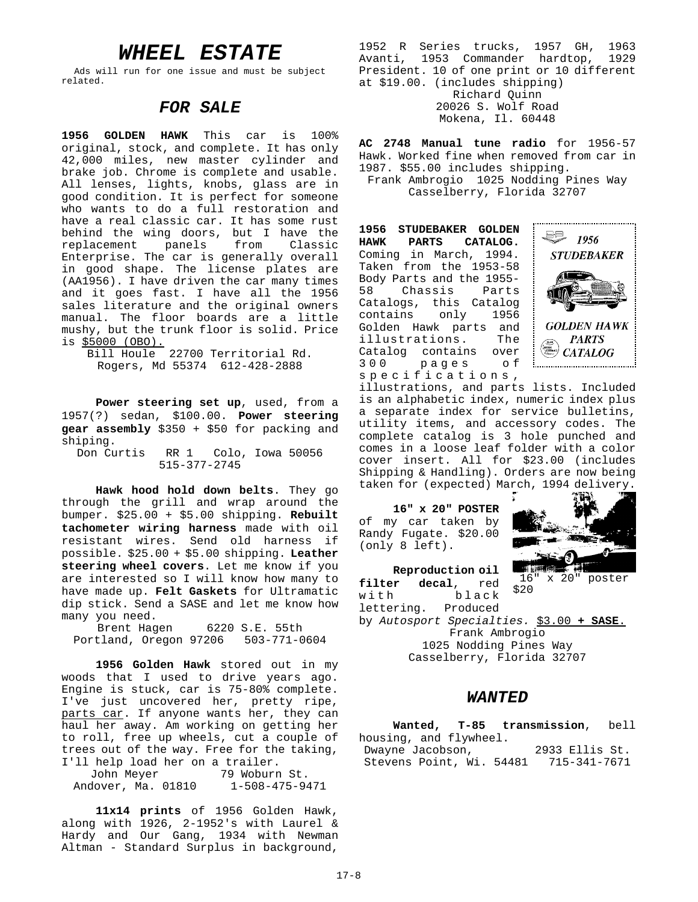# WHEEL ESTATE

Ads will run for one issue and must be subject related.

## FOR SALE

**1956 GOLDEN HAWK** This car is 100% original, stock, and complete. It has only 42,000 miles, new master cylinder and brake job. Chrome is complete and usable. All lenses, lights, knobs, glass are in good condition. It is perfect for someone who wants to do a full restoration and have a real classic car. It has some rust behind the wing doors, but I have the replacement panels from Classic Enterprise. The car is generally overall in good shape. The license plates are (AA1956). I have driven the car many times and it goes fast. I have all the 1956 sales literature and the original owners manual. The floor boards are a little mushy, but the trunk floor is solid. Price is <u>$5000 (OBO).</u>

Bill Houle 22700 Territorial Rd.
Rogers, Md 55374 612-428-2888

**Power steering set up**, used, from a 1957(?) sedan, $100.00. **Power steering gear assembly** $350 + $50 for packing and shiping.

Don Curtis RR 1 Colo, Iowa 50056
515-377-2745

**Hawk hood hold down belts**. They go through the grill and wrap around the bumper. $25.00 + $5.00 shipping. **Rebuilt tachometer wiring harness** made with oil resistant wires. Send old harness if possible. $25.00 + $5.00 shipping. **Leather steering wheel covers**. Let me know if you are interested so I will know how many to have made up. **Felt Gaskets** for Ultramatic dip stick. Send a SASE and let me know how many you need.

Brent Hagen 6220 S.E. 55th
Portland, Oregon 97206 503-771-0604

**1956 Golden Hawk** stored out in my woods that I used to drive years ago. Engine is stuck, car is 75-80% complete. I've just uncovered her, pretty ripe, <u>parts car</u>. If anyone wants her, they can haul her away. Am working on getting her to roll, free up wheels, cut a couple of trees out of the way. Free for the taking, I'll help load her on a trailer.

John Meyer 79 Woburn St.
Andover, Ma. 01810 1-508-475-9471

**11x14 prints** of 1956 Golden Hawk, along with 1926, 2-1952's with Laurel & Hardy and Our Gang, 1934 with Newman Altman - Standard Surplus in background, 1952 R Series trucks, 1957 GH, 1963 Avanti, 1953 Commander hardtop, 1929 President. 10 of one print or 10 different at $19.00. (includes shipping)

Richard Quinn
20026 S. Wolf Road
Mokena, Il. 60448

**AC 2748 Manual tune radio** for 1956-57 Hawk. Worked fine when removed from car in 1987. $55.00 includes shipping.

Frank Ambrogio 1025 Nodding Pines Way
Casselberry, Florida 32707

**1956 STUDEBAKER GOLDEN HAWK PARTS CATALOG.** Coming in March, 1994. Taken from the 1953-58 Body Parts and the 1955-58 Chassis Parts Catalogs, this Catalog contains only 1956 Golden Hawk parts and illustrations. The Catalog contains over 300 pages of specifications, illustrations, and parts lists. Included is an alphabetic index, numeric index plus a separate index for service bulletins, utility items, and accessory codes. The complete catalog is 3 hole punched and comes in a loose leaf folder with a color cover insert. All for $23.00 (includes Shipping & Handling). Orders are now being taken for (expected) March, 1994 delivery.

**16" x 20" POSTER** of my car taken by Randy Fugate. $20.00 (only 8 left).

16" x 20" poster $20

**Reproduction oil filter decal**, red with black lettering. Produced by *Autosport Specialties.* <u>$3.00 **+ SASE**.</u>

Frank Ambrogio
1025 Nodding Pines Way
Casselberry, Florida 32707

## WANTED

**Wanted, T-85 transmission**, bell housing, and flywheel.

Dwayne Jacobson, 2933 Ellis St.
Stevens Point, Wi. 54481 715-341-7671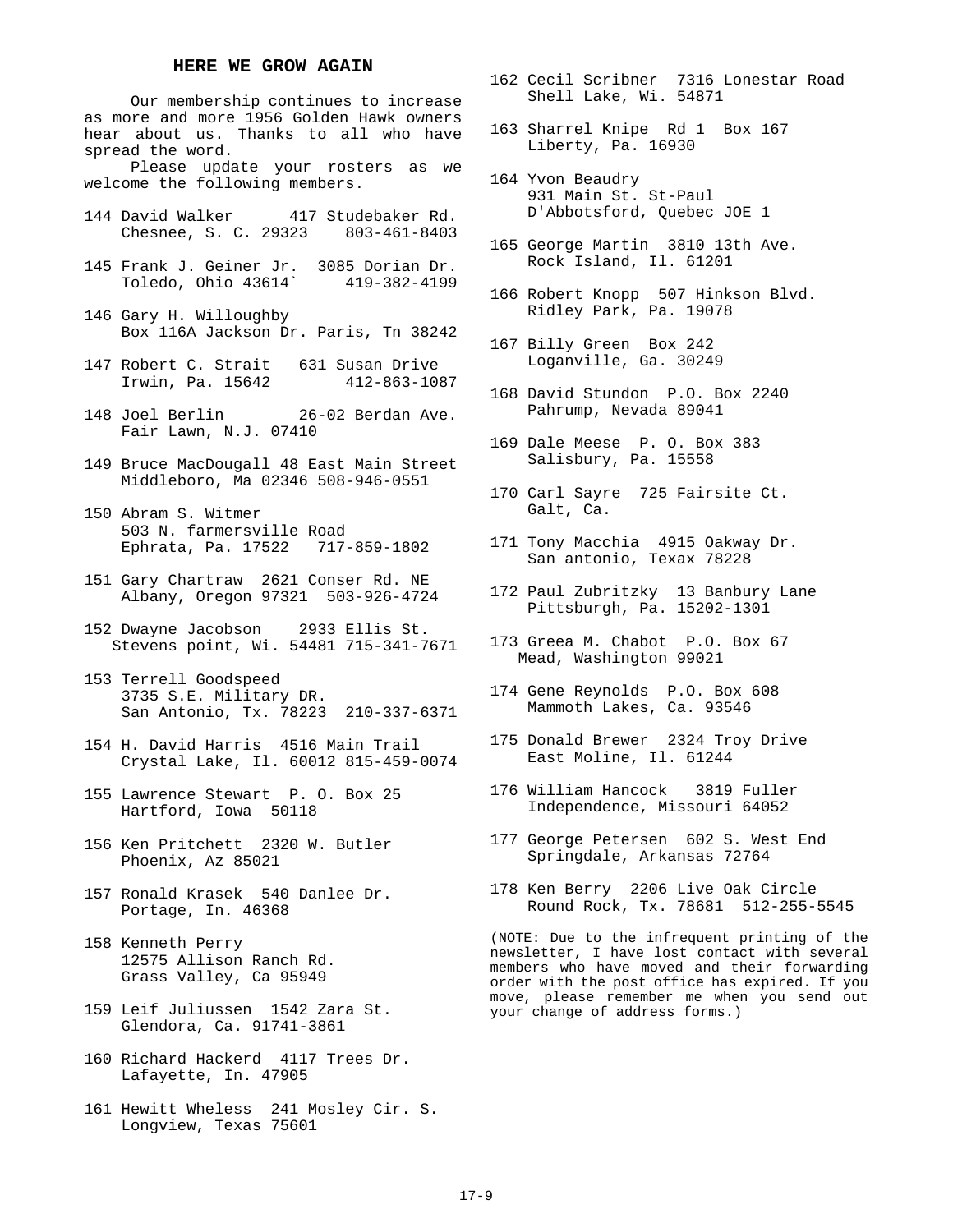## HERE WE GROW AGAIN

Our membership continues to increase as more and more 1956 Golden Hawk owners hear about us. Thanks to all who have spread the word.

Please update your rosters as we welcome the following members.

144 David Walker 417 Studebaker Rd.
Chesnee, S. C. 29323 803-461-8403

145 Frank J. Geiner Jr. 3085 Dorian Dr.
Toledo, Ohio 43614` 419-382-4199

146 Gary H. Willoughby
Box 116A Jackson Dr. Paris, Tn 38242

147 Robert C. Strait 631 Susan Drive
Irwin, Pa. 15642 412-863-1087

148 Joel Berlin 26-02 Berdan Ave.
Fair Lawn, N.J. 07410

149 Bruce MacDougall 48 East Main Street
Middleboro, Ma 02346 508-946-0551

150 Abram S. Witmer
503 N. farmersville Road
Ephrata, Pa. 17522 717-859-1802

151 Gary Chartraw 2621 Conser Rd. NE
Albany, Oregon 97321 503-926-4724

152 Dwayne Jacobson 2933 Ellis St.
Stevens point, Wi. 54481 715-341-7671

153 Terrell Goodspeed
3735 S.E. Military DR.
San Antonio, Tx. 78223 210-337-6371

154 H. David Harris 4516 Main Trail
Crystal Lake, Il. 60012 815-459-0074

155 Lawrence Stewart P. O. Box 25
Hartford, Iowa 50118

156 Ken Pritchett 2320 W. Butler
Phoenix, Az 85021

157 Ronald Krasek 540 Danlee Dr.
Portage, In. 46368

158 Kenneth Perry
12575 Allison Ranch Rd.
Grass Valley, Ca 95949

159 Leif Juliussen 1542 Zara St.
Glendora, Ca. 91741-3861

160 Richard Hackerd 4117 Trees Dr.
Lafayette, In. 47905

161 Hewitt Wheless 241 Mosley Cir. S.
Longview, Texas 75601

162 Cecil Scribner 7316 Lonestar Road
Shell Lake, Wi. 54871

163 Sharrel Knipe Rd 1 Box 167
Liberty, Pa. 16930

164 Yvon Beaudry
931 Main St. St-Paul
D'Abbotsford, Quebec JOE 1

165 George Martin 3810 13th Ave.
Rock Island, Il. 61201

166 Robert Knopp 507 Hinkson Blvd.
Ridley Park, Pa. 19078

167 Billy Green Box 242
Loganville, Ga. 30249

168 David Stundon P.O. Box 2240
Pahrump, Nevada 89041

169 Dale Meese P. O. Box 383
Salisbury, Pa. 15558

170 Carl Sayre 725 Fairsite Ct.
Galt, Ca.

171 Tony Macchia 4915 Oakway Dr.
San antonio, Texas 78228

172 Paul Zubritzky 13 Banbury Lane
Pittsburgh, Pa. 15202-1301

173 Greea M. Chabot P.O. Box 67
Mead, Washington 99021

174 Gene Reynolds P.O. Box 608
Mammoth Lakes, Ca. 93546

175 Donald Brewer 2324 Troy Drive
East Moline, Il. 61244

176 William Hancock 3819 Fuller
Independence, Missouri 64052

177 George Petersen 602 S. West End
Springdale, Arkansas 72764

178 Ken Berry 2206 Live Oak Circle
Round Rock, Tx. 78681 512-255-5545

(NOTE: Due to the infrequent printing of the newsletter, I have lost contact with several members who have moved and their forwarding order with the post office has expired. If you move, please remember me when you send out your change of address forms.)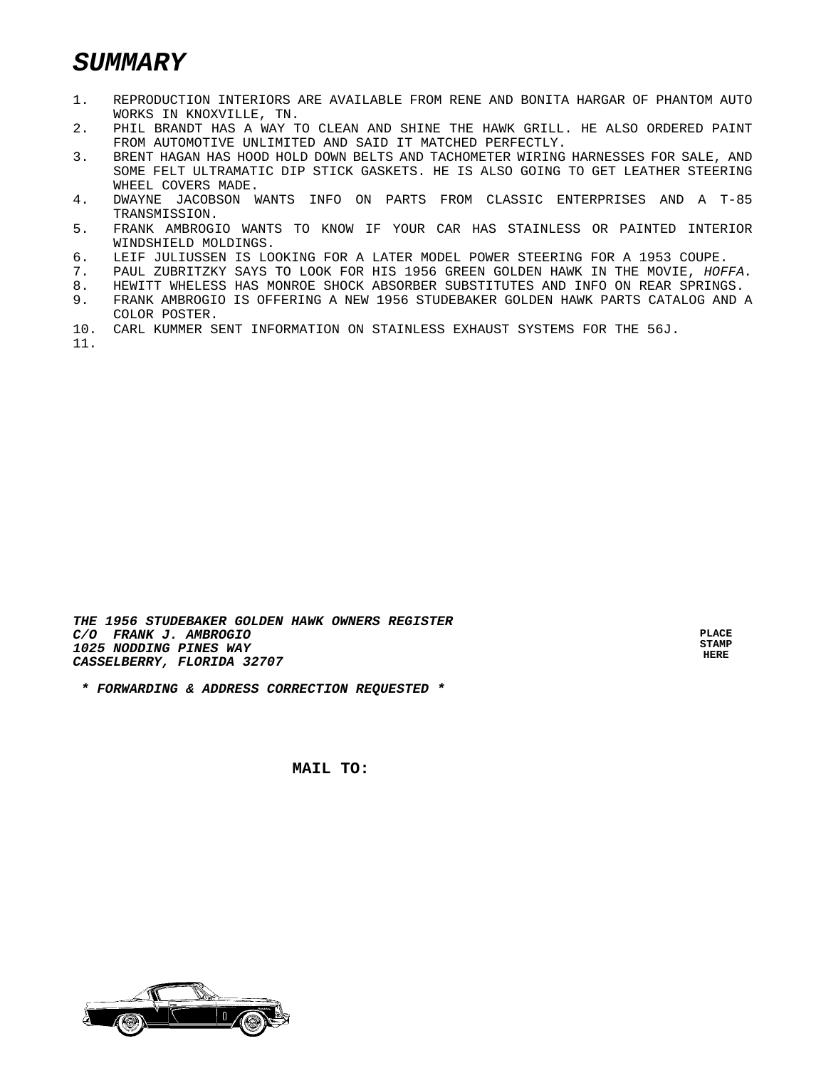# *SUMMARY*

1. REPRODUCTION INTERIORS ARE AVAILABLE FROM RENE AND BONITA HARGAR OF PHANTOM AUTO WORKS IN KNOXVILLE, TN.
2. PHIL BRANDT HAS A WAY TO CLEAN AND SHINE THE HAWK GRILL. HE ALSO ORDERED PAINT FROM AUTOMOTIVE UNLIMITED AND SAID IT MATCHED PERFECTLY.
3. BRENT HAGAN HAS HOOD HOLD DOWN BELTS AND TACHOMETER WIRING HARNESSES FOR SALE, AND SOME FELT ULTRAMATIC DIP STICK GASKETS. HE IS ALSO GOING TO GET LEATHER STEERING WHEEL COVERS MADE.
4. DWAYNE JACOBSON WANTS INFO ON PARTS FROM CLASSIC ENTERPRISES AND A T-85 TRANSMISSION.
5. FRANK AMBROGIO WANTS TO KNOW IF YOUR CAR HAS STAINLESS OR PAINTED INTERIOR WINDSHIELD MOLDINGS.
6. LEIF JULIUSSEN IS LOOKING FOR A LATER MODEL POWER STEERING FOR A 1953 COUPE.
7. PAUL ZUBRITZKY SAYS TO LOOK FOR HIS 1956 GREEN GOLDEN HAWK IN THE MOVIE, *HOFFA.*
8. HEWITT WHELESS HAS MONROE SHOCK ABSORBER SUBSTITUTES AND INFO ON REAR SPRINGS.
9. FRANK AMBROGIO IS OFFERING A NEW 1956 STUDEBAKER GOLDEN HAWK PARTS CATALOG AND A COLOR POSTER.
10. CARL KUMMER SENT INFORMATION ON STAINLESS EXHAUST SYSTEMS FOR THE 56J.
11.

***THE 1956 STUDEBAKER GOLDEN HAWK OWNERS REGISTER***
***C/O FRANK J. AMBROGIO***
***1025 NODDING PINES WAY***
***CASSELBERRY, FLORIDA 32707***

**PLACE STAMP HERE**

***\* FORWARDING & ADDRESS CORRECTION REQUESTED \****

**MAIL TO:**